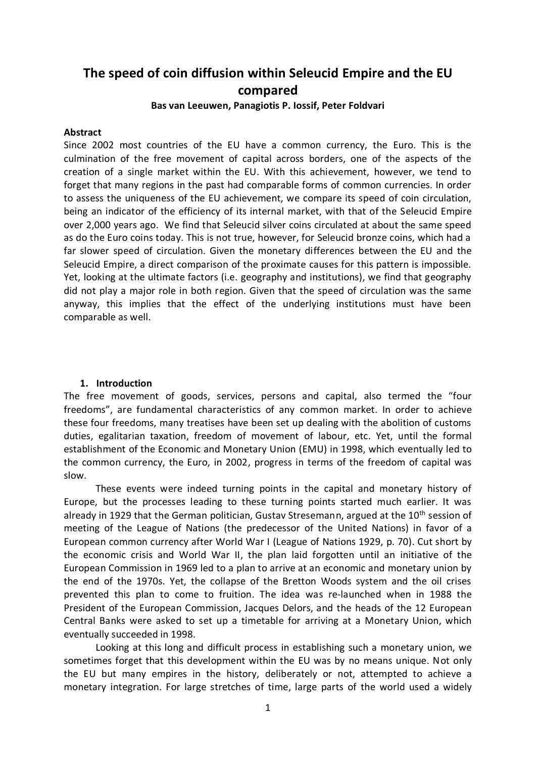# The speed of coin diffusion within Seleucid Empire and the EU compared

**Bas van Leeuwen, Panagiotis P. Iossif, Peter Foldvari**

**Abstract**

Since 2002 most countries of the EU have a common currency, the Euro. This is the culmination of the free movement of capital across borders, one of the aspects of the creation of a single market within the EU. With this achievement, however, we tend to forget that many regions in the past had comparable forms of common currencies. In order to assess the uniqueness of the EU achievement, we compare its speed of coin circulation, being an indicator of the efficiency of its internal market, with that of the Seleucid Empire over 2,000 years ago. We find that Seleucid silver coins circulated at about the same speed as do the Euro coins today. This is not true, however, for Seleucid bronze coins, which had a far slower speed of circulation. Given the monetary differences between the EU and the Seleucid Empire, a direct comparison of the proximate causes for this pattern is impossible. Yet, looking at the ultimate factors (i.e. geography and institutions), we find that geography did not play a major role in both region. Given that the speed of circulation was the same anyway, this implies that the effect of the underlying institutions must have been comparable as well.

## 1. Introduction

The free movement of goods, services, persons and capital, also termed the "four freedoms", are fundamental characteristics of any common market. In order to achieve these four freedoms, many treatises have been set up dealing with the abolition of customs duties, egalitarian taxation, freedom of movement of labour, etc. Yet, until the formal establishment of the Economic and Monetary Union (EMU) in 1998, which eventually led to the common currency, the Euro, in 2002, progress in terms of the freedom of capital was slow.

These events were indeed turning points in the capital and monetary history of Europe, but the processes leading to these turning points started much earlier. It was already in 1929 that the German politician, Gustav Stresemann, argued at the 10th session of meeting of the League of Nations (the predecessor of the United Nations) in favor of a European common currency after World War I (League of Nations 1929, p. 70). Cut short by the economic crisis and World War II, the plan laid forgotten until an initiative of the European Commission in 1969 led to a plan to arrive at an economic and monetary union by the end of the 1970s. Yet, the collapse of the Bretton Woods system and the oil crises prevented this plan to come to fruition. The idea was re-launched when in 1988 the President of the European Commission, Jacques Delors, and the heads of the 12 European Central Banks were asked to set up a timetable for arriving at a Monetary Union, which eventually succeeded in 1998.

Looking at this long and difficult process in establishing such a monetary union, we sometimes forget that this development within the EU was by no means unique. Not only the EU but many empires in the history, deliberately or not, attempted to achieve a monetary integration. For large stretches of time, large parts of the world used a widely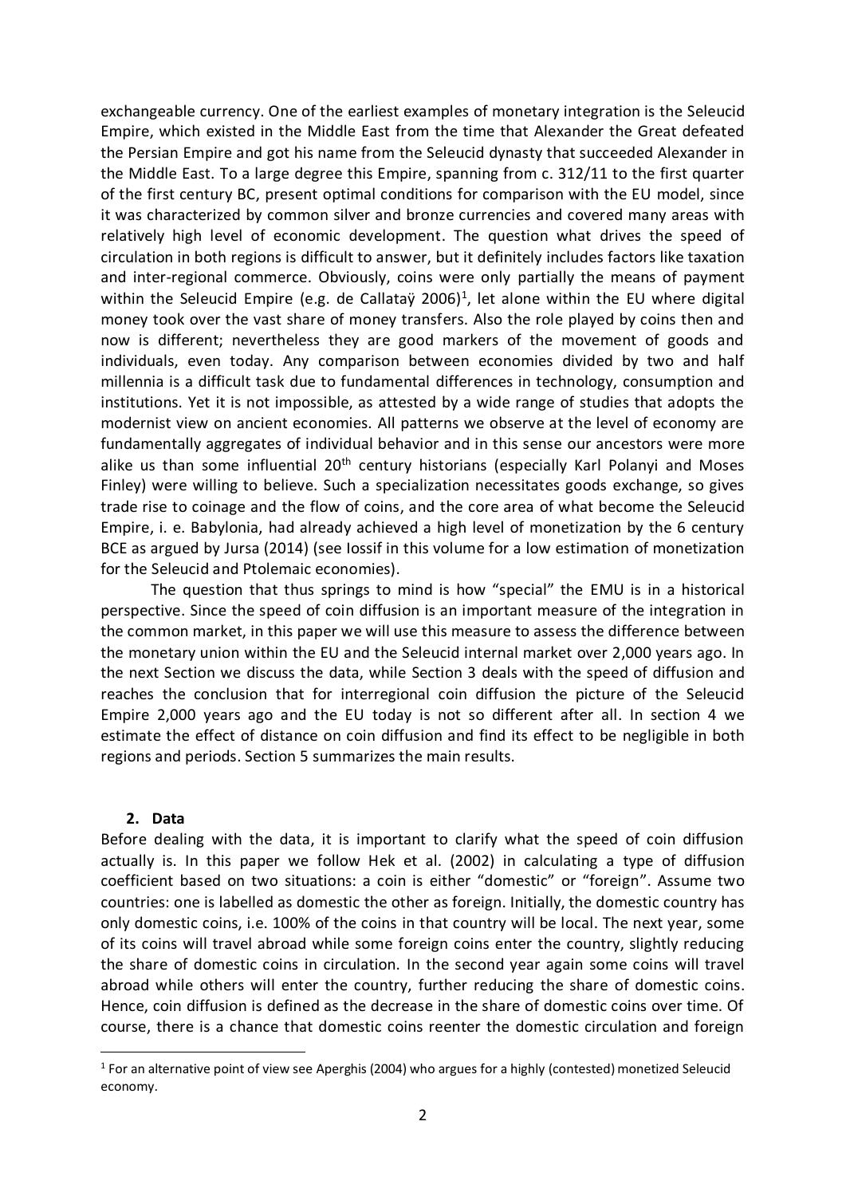exchangeable currency. One of the earliest examples of monetary integration is the Seleucid Empire, which existed in the Middle East from the time that Alexander the Great defeated the Persian Empire and got his name from the Seleucid dynasty that succeeded Alexander in the Middle East. To a large degree this Empire, spanning from c. 312/11 to the first quarter of the first century BC, present optimal conditions for comparison with the EU model, since it was characterized by common silver and bronze currencies and covered many areas with relatively high level of economic development. The question what drives the speed of circulation in both regions is difficult to answer, but it definitely includes factors like taxation and inter-regional commerce. Obviously, coins were only partially the means of payment within the Seleucid Empire (e.g. de Callataÿ 2006)[1], let alone within the EU where digital money took over the vast share of money transfers. Also the role played by coins then and now is different; nevertheless they are good markers of the movement of goods and individuals, even today. Any comparison between economies divided by two and half millennia is a difficult task due to fundamental differences in technology, consumption and institutions. Yet it is not impossible, as attested by a wide range of studies that adopts the modernist view on ancient economies. All patterns we observe at the level of economy are fundamentally aggregates of individual behavior and in this sense our ancestors were more alike us than some influential 20th century historians (especially Karl Polanyi and Moses Finley) were willing to believe. Such a specialization necessitates goods exchange, so gives trade rise to coinage and the flow of coins, and the core area of what become the Seleucid Empire, i. e. Babylonia, had already achieved a high level of monetization by the 6 century BCE as argued by Jursa (2014) (see Iossif in this volume for a low estimation of monetization for the Seleucid and Ptolemaic economies).

The question that thus springs to mind is how "special" the EMU is in a historical perspective. Since the speed of coin diffusion is an important measure of the integration in the common market, in this paper we will use this measure to assess the difference between the monetary union within the EU and the Seleucid internal market over 2,000 years ago. In the next Section we discuss the data, while Section 3 deals with the speed of diffusion and reaches the conclusion that for interregional coin diffusion the picture of the Seleucid Empire 2,000 years ago and the EU today is not so different after all. In section 4 we estimate the effect of distance on coin diffusion and find its effect to be negligible in both regions and periods. Section 5 summarizes the main results.

## 2. Data

Before dealing with the data, it is important to clarify what the speed of coin diffusion actually is. In this paper we follow Hek et al. (2002) in calculating a type of diffusion coefficient based on two situations: a coin is either "domestic" or "foreign". Assume two countries: one is labelled as domestic the other as foreign. Initially, the domestic country has only domestic coins, i.e. 100% of the coins in that country will be local. The next year, some of its coins will travel abroad while some foreign coins enter the country, slightly reducing the share of domestic coins in circulation. In the second year again some coins will travel abroad while others will enter the country, further reducing the share of domestic coins. Hence, coin diffusion is defined as the decrease in the share of domestic coins over time. Of course, there is a chance that domestic coins reenter the domestic circulation and foreign

[1] For an alternative point of view see Aperghis (2004) who argues for a highly (contested) monetized Seleucid economy.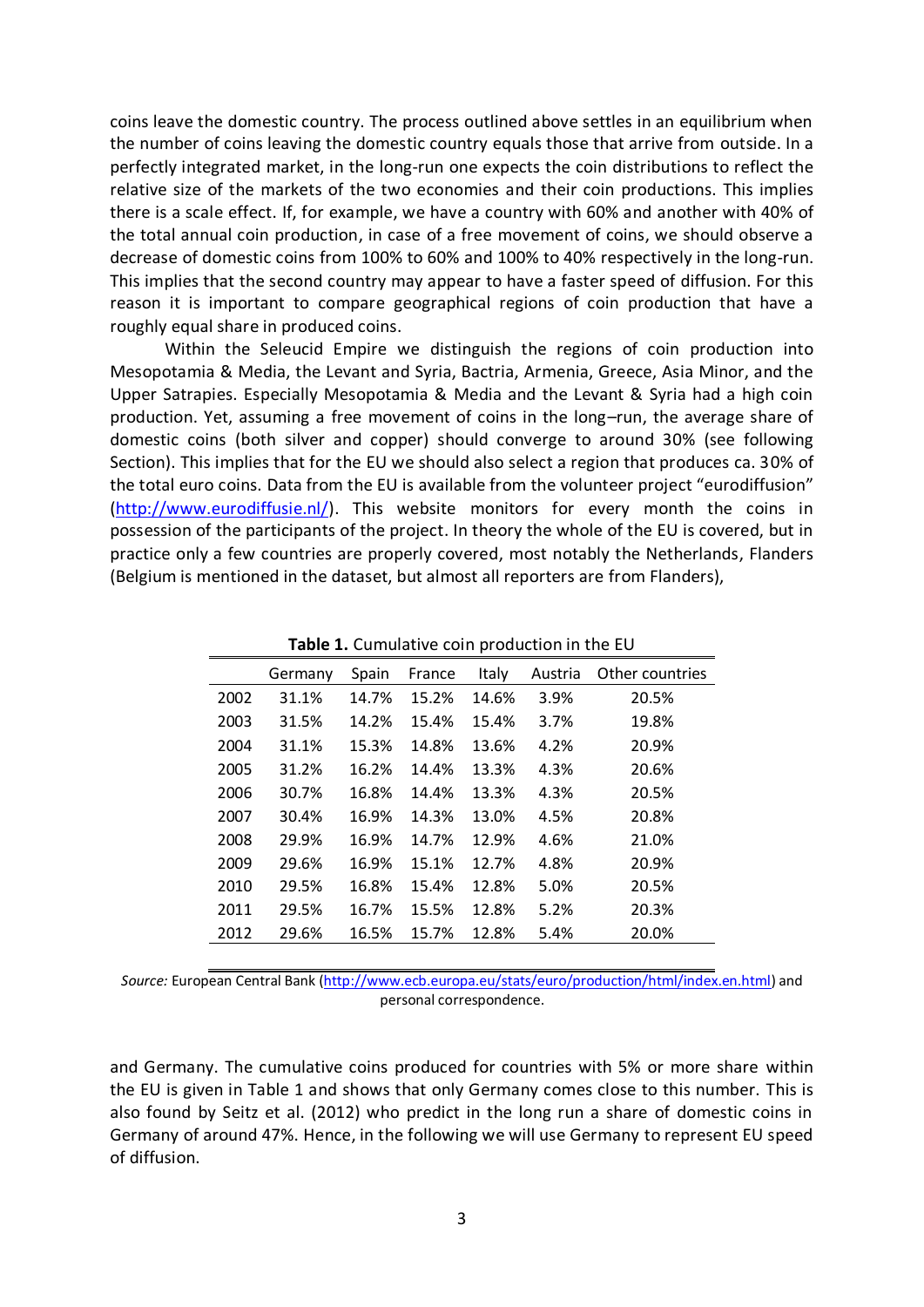coins leave the domestic country. The process outlined above settles in an equilibrium when the number of coins leaving the domestic country equals those that arrive from outside. In a perfectly integrated market, in the long-run one expects the coin distributions to reflect the relative size of the markets of the two economies and their coin productions. This implies there is a scale effect. If, for example, we have a country with 60% and another with 40% of the total annual coin production, in case of a free movement of coins, we should observe a decrease of domestic coins from 100% to 60% and 100% to 40% respectively in the long-run. This implies that the second country may appear to have a faster speed of diffusion. For this reason it is important to compare geographical regions of coin production that have a roughly equal share in produced coins.

Within the Seleucid Empire we distinguish the regions of coin production into Mesopotamia & Media, the Levant and Syria, Bactria, Armenia, Greece, Asia Minor, and the Upper Satrapies. Especially Mesopotamia & Media and the Levant & Syria had a high coin production. Yet, assuming a free movement of coins in the long–run, the average share of domestic coins (both silver and copper) should converge to around 30% (see following Section). This implies that for the EU we should also select a region that produces ca. 30% of the total euro coins. Data from the EU is available from the volunteer project "eurodiffusion" (http://www.eurodiffusie.nl/). This website monitors for every month the coins in possession of the participants of the project. In theory the whole of the EU is covered, but in practice only a few countries are properly covered, most notably the Netherlands, Flanders (Belgium is mentioned in the dataset, but almost all reporters are from Flanders),

**Table 1.** Cumulative coin production in the EU

| | Germany | Spain | France | Italy | Austria | Other countries |
|---|---|---|---|---|---|---|
| 2002 | 31.1% | 14.7% | 15.2% | 14.6% | 3.9% | 20.5% |
| 2003 | 31.5% | 14.2% | 15.4% | 15.4% | 3.7% | 19.8% |
| 2004 | 31.1% | 15.3% | 14.8% | 13.6% | 4.2% | 20.9% |
| 2005 | 31.2% | 16.2% | 14.4% | 13.3% | 4.3% | 20.6% |
| 2006 | 30.7% | 16.8% | 14.4% | 13.3% | 4.3% | 20.5% |
| 2007 | 30.4% | 16.9% | 14.3% | 13.0% | 4.5% | 20.8% |
| 2008 | 29.9% | 16.9% | 14.7% | 12.9% | 4.6% | 21.0% |
| 2009 | 29.6% | 16.9% | 15.1% | 12.7% | 4.8% | 20.9% |
| 2010 | 29.5% | 16.8% | 15.4% | 12.8% | 5.0% | 20.5% |
| 2011 | 29.5% | 16.7% | 15.5% | 12.8% | 5.2% | 20.3% |
| 2012 | 29.6% | 16.5% | 15.7% | 12.8% | 5.4% | 20.0% |

*Source:* European Central Bank (http://www.ecb.europa.eu/stats/euro/production/html/index.en.html) and personal correspondence.

and Germany. The cumulative coins produced for countries with 5% or more share within the EU is given in Table 1 and shows that only Germany comes close to this number. This is also found by Seitz et al. (2012) who predict in the long run a share of domestic coins in Germany of around 47%. Hence, in the following we will use Germany to represent EU speed of diffusion.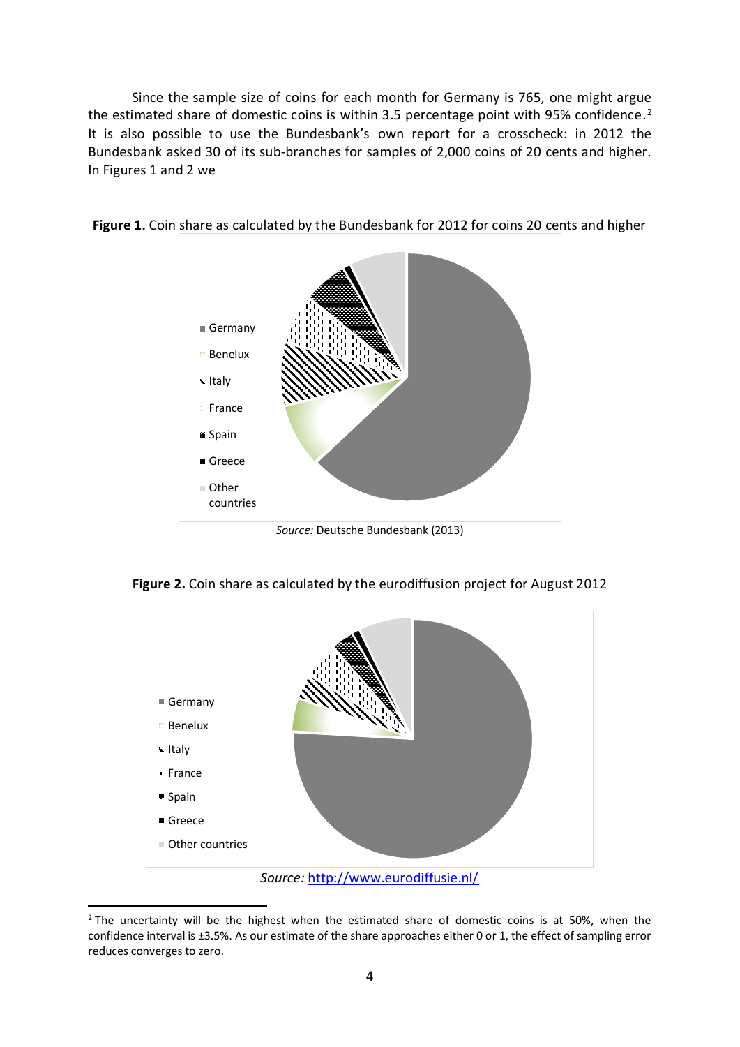Since the sample size of coins for each month for Germany is 765, one might argue the estimated share of domestic coins is within 3.5 percentage point with 95% confidence.[2] It is also possible to use the Bundesbank's own report for a crosscheck: in 2012 the Bundesbank asked 30 of its sub-branches for samples of 2,000 coins of 20 cents and higher. In Figures 1 and 2 we

**Figure 1.** Coin share as calculated by the Bundesbank for 2012 for coins 20 cents and higher

- Germany
- Benelux
- Italy
- France
- Spain
- Greece
- Other countries

*Source:* Deutsche Bundesbank (2013)

**Figure 2.** Coin share as calculated by the eurodiffusion project for August 2012

- Germany
- Benelux
- Italy
- France
- Spain
- Greece
- Other countries

*Source:* http://www.eurodiffusie.nl/

[2] The uncertainty will be the highest when the estimated share of domestic coins is at 50%, when the confidence interval is ±3.5%. As our estimate of the share approaches either 0 or 1, the effect of sampling error reduces converges to zero.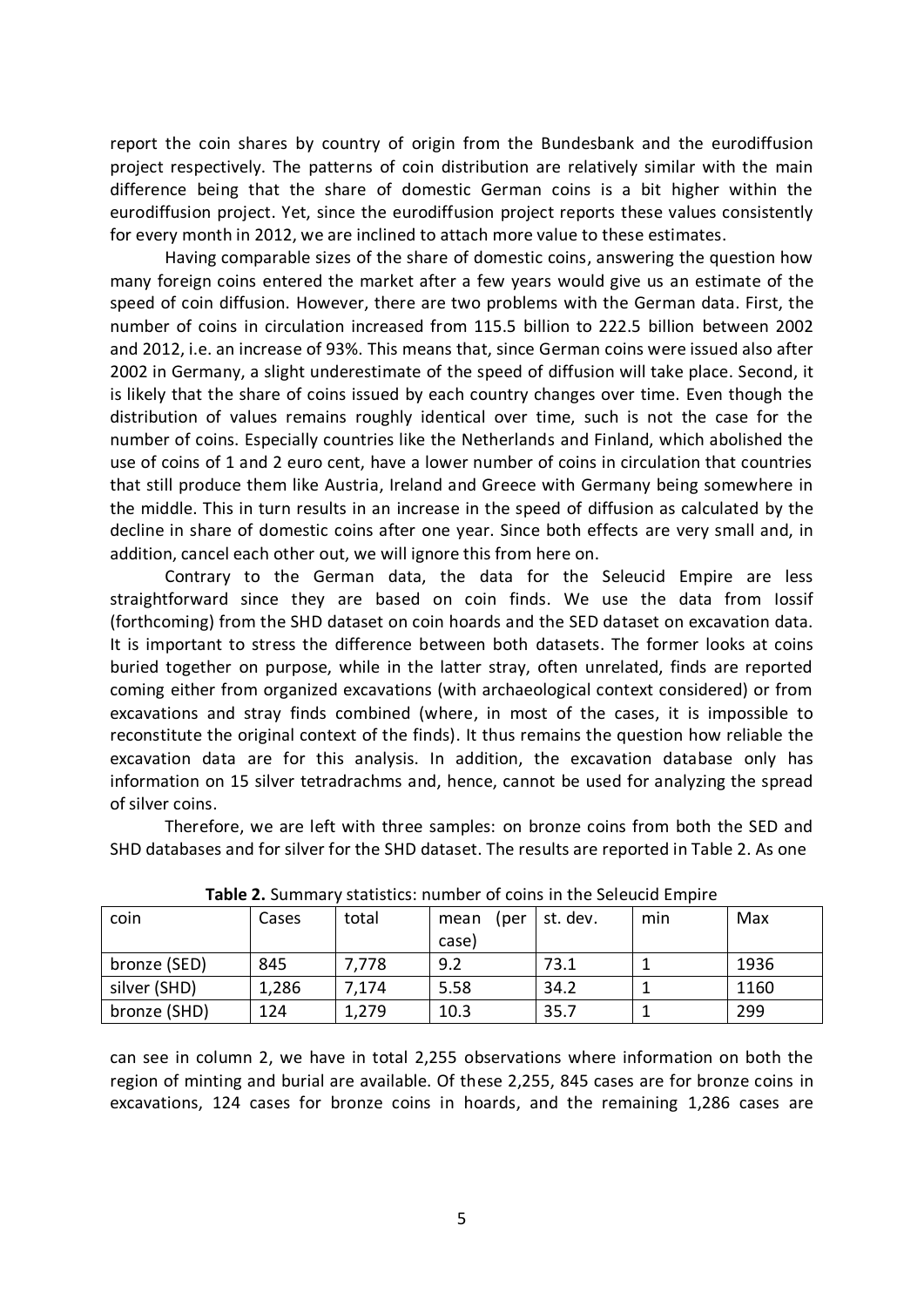report the coin shares by country of origin from the Bundesbank and the eurodiffusion project respectively. The patterns of coin distribution are relatively similar with the main difference being that the share of domestic German coins is a bit higher within the eurodiffusion project. Yet, since the eurodiffusion project reports these values consistently for every month in 2012, we are inclined to attach more value to these estimates.

Having comparable sizes of the share of domestic coins, answering the question how many foreign coins entered the market after a few years would give us an estimate of the speed of coin diffusion. However, there are two problems with the German data. First, the number of coins in circulation increased from 115.5 billion to 222.5 billion between 2002 and 2012, i.e. an increase of 93%. This means that, since German coins were issued also after 2002 in Germany, a slight underestimate of the speed of diffusion will take place. Second, it is likely that the share of coins issued by each country changes over time. Even though the distribution of values remains roughly identical over time, such is not the case for the number of coins. Especially countries like the Netherlands and Finland, which abolished the use of coins of 1 and 2 euro cent, have a lower number of coins in circulation that countries that still produce them like Austria, Ireland and Greece with Germany being somewhere in the middle. This in turn results in an increase in the speed of diffusion as calculated by the decline in share of domestic coins after one year. Since both effects are very small and, in addition, cancel each other out, we will ignore this from here on.

Contrary to the German data, the data for the Seleucid Empire are less straightforward since they are based on coin finds. We use the data from Iossif (forthcoming) from the SHD dataset on coin hoards and the SED dataset on excavation data. It is important to stress the difference between both datasets. The former looks at coins buried together on purpose, while in the latter stray, often unrelated, finds are reported coming either from organized excavations (with archaeological context considered) or from excavations and stray finds combined (where, in most of the cases, it is impossible to reconstitute the original context of the finds). It thus remains the question how reliable the excavation data are for this analysis. In addition, the excavation database only has information on 15 silver tetradrachms and, hence, cannot be used for analyzing the spread of silver coins.

Therefore, we are left with three samples: on bronze coins from both the SED and SHD databases and for silver for the SHD dataset. The results are reported in Table 2. As one

**Table 2.** Summary statistics: number of coins in the Seleucid Empire

| coin | Cases | total | mean (per case) | st. dev. | min | Max |
|---|---|---|---|---|---|---|
| bronze (SED) | 845 | 7,778 | 9.2 | 73.1 | 1 | 1936 |
| silver (SHD) | 1,286 | 7,174 | 5.58 | 34.2 | 1 | 1160 |
| bronze (SHD) | 124 | 1,279 | 10.3 | 35.7 | 1 | 299 |

can see in column 2, we have in total 2,255 observations where information on both the region of minting and burial are available. Of these 2,255, 845 cases are for bronze coins in excavations, 124 cases for bronze coins in hoards, and the remaining 1,286 cases are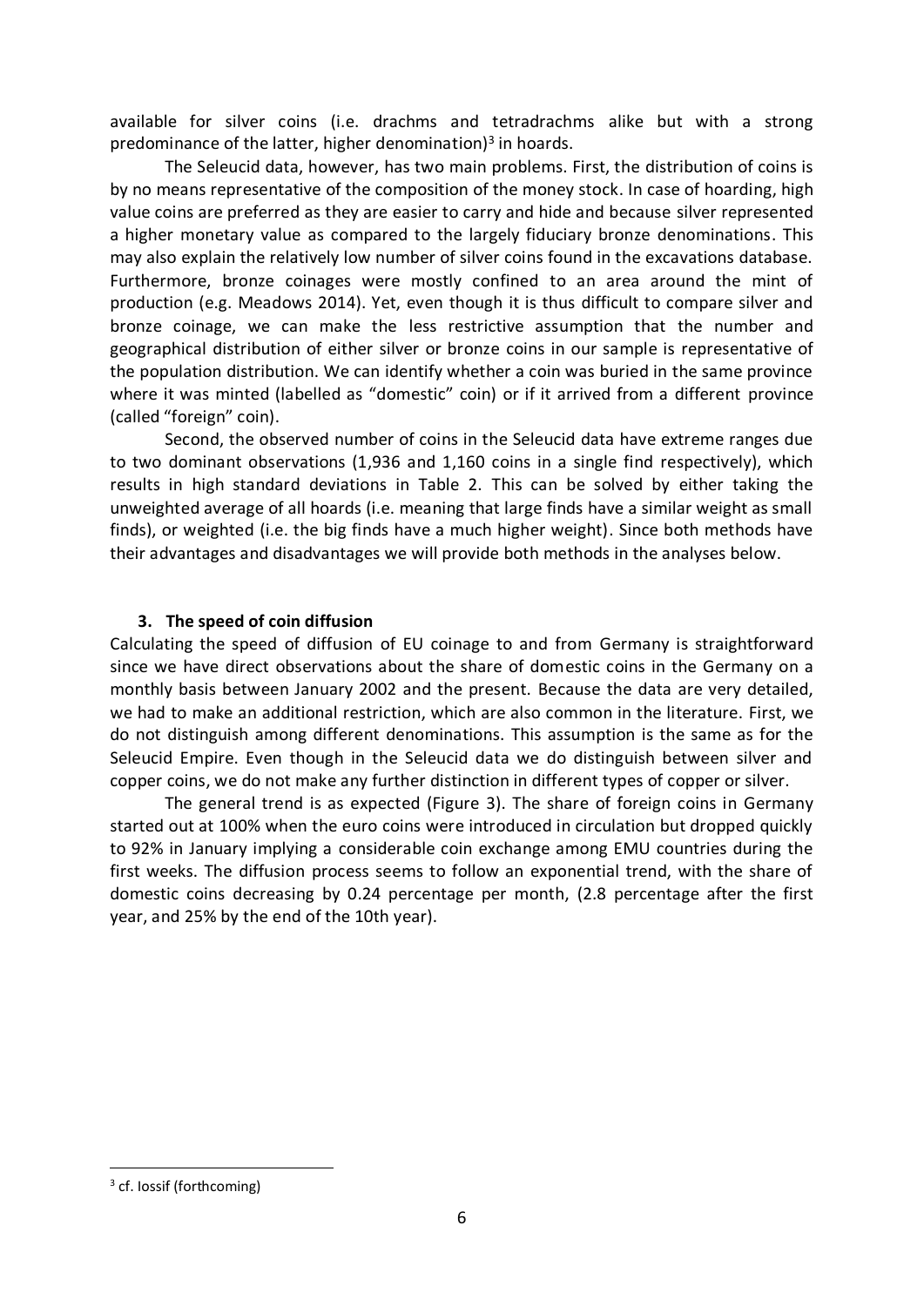available for silver coins (i.e. drachms and tetradrachms alike but with a strong predominance of the latter, higher denomination)[3] in hoards.

The Seleucid data, however, has two main problems. First, the distribution of coins is by no means representative of the composition of the money stock. In case of hoarding, high value coins are preferred as they are easier to carry and hide and because silver represented a higher monetary value as compared to the largely fiduciary bronze denominations. This may also explain the relatively low number of silver coins found in the excavations database. Furthermore, bronze coinages were mostly confined to an area around the mint of production (e.g. Meadows 2014). Yet, even though it is thus difficult to compare silver and bronze coinage, we can make the less restrictive assumption that the number and geographical distribution of either silver or bronze coins in our sample is representative of the population distribution. We can identify whether a coin was buried in the same province where it was minted (labelled as "domestic" coin) or if it arrived from a different province (called "foreign" coin).

Second, the observed number of coins in the Seleucid data have extreme ranges due to two dominant observations (1,936 and 1,160 coins in a single find respectively), which results in high standard deviations in Table 2. This can be solved by either taking the unweighted average of all hoards (i.e. meaning that large finds have a similar weight as small finds), or weighted (i.e. the big finds have a much higher weight). Since both methods have their advantages and disadvantages we will provide both methods in the analyses below.

## 3. The speed of coin diffusion

Calculating the speed of diffusion of EU coinage to and from Germany is straightforward since we have direct observations about the share of domestic coins in the Germany on a monthly basis between January 2002 and the present. Because the data are very detailed, we had to make an additional restriction, which are also common in the literature. First, we do not distinguish among different denominations. This assumption is the same as for the Seleucid Empire. Even though in the Seleucid data we do distinguish between silver and copper coins, we do not make any further distinction in different types of copper or silver.

The general trend is as expected (Figure 3). The share of foreign coins in Germany started out at 100% when the euro coins were introduced in circulation but dropped quickly to 92% in January implying a considerable coin exchange among EMU countries during the first weeks. The diffusion process seems to follow an exponential trend, with the share of domestic coins decreasing by 0.24 percentage per month, (2.8 percentage after the first year, and 25% by the end of the 10th year).

[3] cf. Iossif (forthcoming)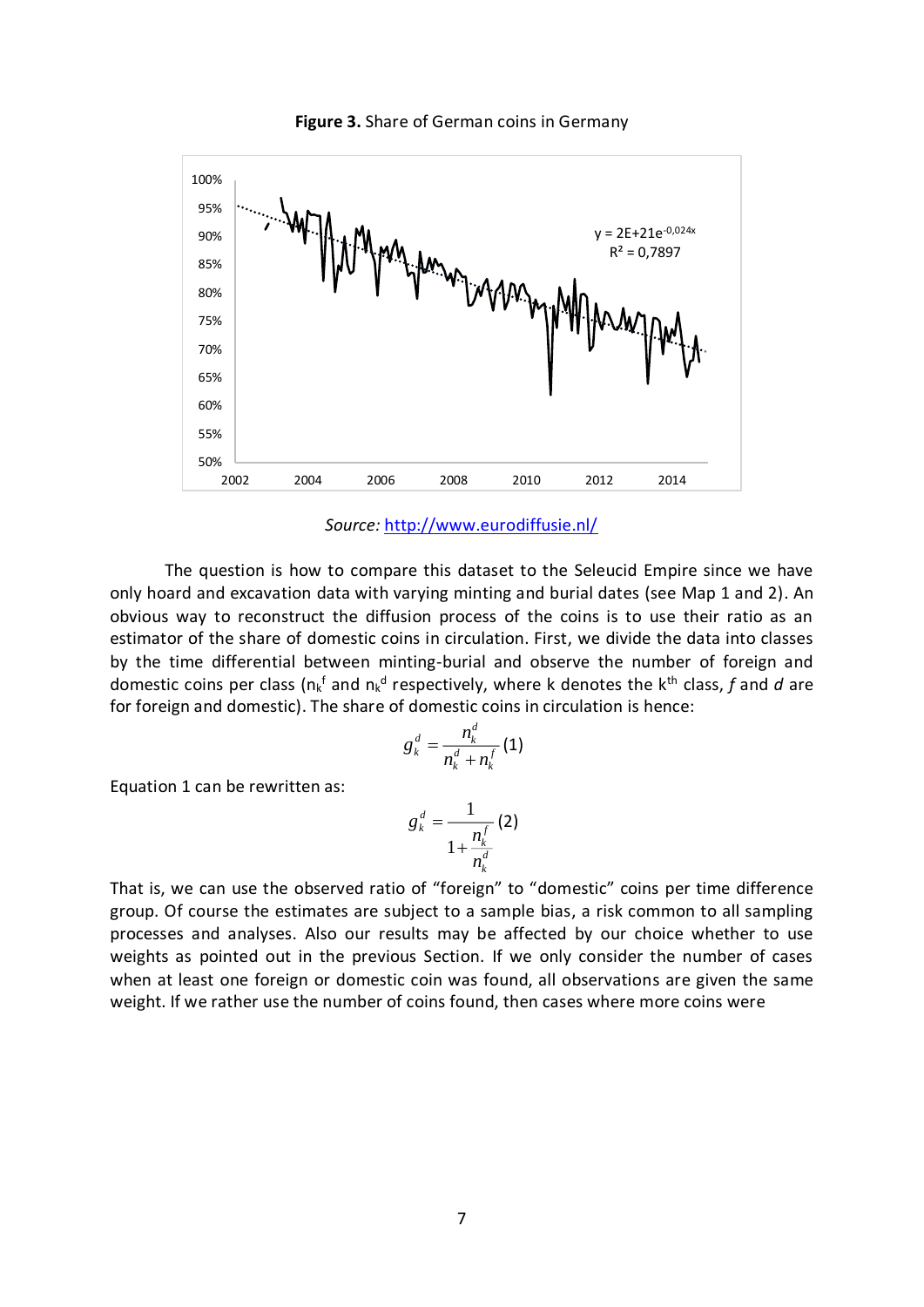**Figure 3.** Share of German coins in Germany

*Source:* [http://www.eurodiffusie.nl/](http://www.eurodiffusie.nl/)

The question is how to compare this dataset to the Seleucid Empire since we have only hoard and excavation data with varying minting and burial dates (see Map 1 and 2). An obvious way to reconstruct the diffusion process of the coins is to use their ratio as an estimator of the share of domestic coins in circulation. First, we divide the data into classes by the time differential between minting-burial and observe the number of foreign and domestic coins per class ($n_k^f$ and $n_k^d$ respectively, where k denotes the k[th] class, *f* and *d* are for foreign and domestic). The share of domestic coins in circulation is hence:

$$g_k^d = \frac{n_k^d}{n_k^d + n_k^f} \quad (1)$$

Equation 1 can be rewritten as:

$$g_k^d = \frac{1}{1 + \frac{n_k^f}{n_k^d}} \quad (2)$$

That is, we can use the observed ratio of "foreign" to "domestic" coins per time difference group. Of course the estimates are subject to a sample bias, a risk common to all sampling processes and analyses. Also our results may be affected by our choice whether to use weights as pointed out in the previous Section. If we only consider the number of cases when at least one foreign or domestic coin was found, all observations are given the same weight. If we rather use the number of coins found, then cases where more coins were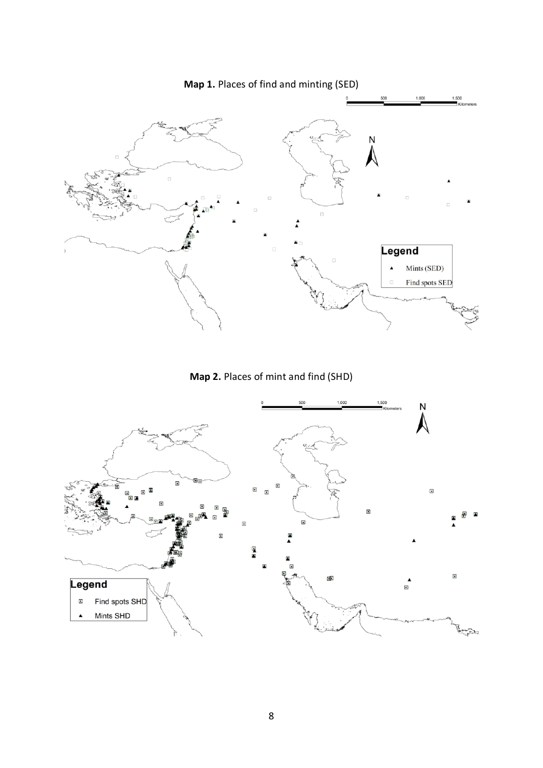**Map 1.** Places of find and minting (SED)

**Map 2.** Places of mint and find (SHD)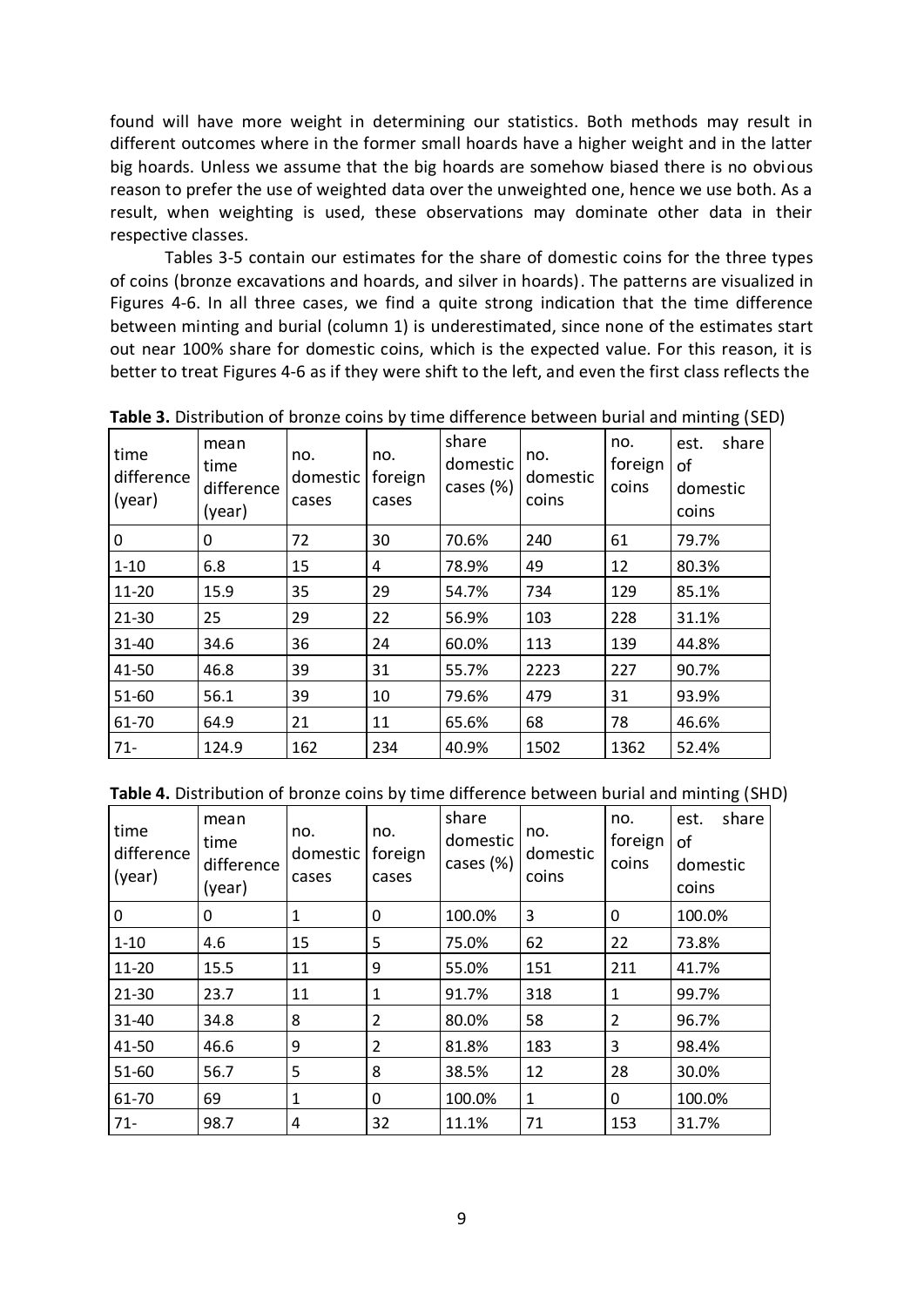found will have more weight in determining our statistics. Both methods may result in different outcomes where in the former small hoards have a higher weight and in the latter big hoards. Unless we assume that the big hoards are somehow biased there is no obvious reason to prefer the use of weighted data over the unweighted one, hence we use both. As a result, when weighting is used, these observations may dominate other data in their respective classes.

Tables 3-5 contain our estimates for the share of domestic coins for the three types of coins (bronze excavations and hoards, and silver in hoards). The patterns are visualized in Figures 4-6. In all three cases, we find a quite strong indication that the time difference between minting and burial (column 1) is underestimated, since none of the estimates start out near 100% share for domestic coins, which is the expected value. For this reason, it is better to treat Figures 4-6 as if they were shift to the left, and even the first class reflects the

**Table 3.** Distribution of bronze coins by time difference between burial and minting (SED)

| time difference (year) | mean time difference (year) | no. domestic cases | no. foreign cases | share domestic cases (%) | no. domestic coins | no. foreign coins | est. share of domestic coins |
|---|---|---|---|---|---|---|---|
| 0 | 0 | 72 | 30 | 70.6% | 240 | 61 | 79.7% |
| 1-10 | 6.8 | 15 | 4 | 78.9% | 49 | 12 | 80.3% |
| 11-20 | 15.9 | 35 | 29 | 54.7% | 734 | 129 | 85.1% |
| 21-30 | 25 | 29 | 22 | 56.9% | 103 | 228 | 31.1% |
| 31-40 | 34.6 | 36 | 24 | 60.0% | 113 | 139 | 44.8% |
| 41-50 | 46.8 | 39 | 31 | 55.7% | 2223 | 227 | 90.7% |
| 51-60 | 56.1 | 39 | 10 | 79.6% | 479 | 31 | 93.9% |
| 61-70 | 64.9 | 21 | 11 | 65.6% | 68 | 78 | 46.6% |
| 71- | 124.9 | 162 | 234 | 40.9% | 1502 | 1362 | 52.4% |

**Table 4.** Distribution of bronze coins by time difference between burial and minting (SHD)

| time difference (year) | mean time difference (year) | no. domestic cases | no. foreign cases | share domestic cases (%) | no. domestic coins | no. foreign coins | est. share of domestic coins |
|---|---|---|---|---|---|---|---|
| 0 | 0 | 1 | 0 | 100.0% | 3 | 0 | 100.0% |
| 1-10 | 4.6 | 15 | 5 | 75.0% | 62 | 22 | 73.8% |
| 11-20 | 15.5 | 11 | 9 | 55.0% | 151 | 211 | 41.7% |
| 21-30 | 23.7 | 11 | 1 | 91.7% | 318 | 1 | 99.7% |
| 31-40 | 34.8 | 8 | 2 | 80.0% | 58 | 2 | 96.7% |
| 41-50 | 46.6 | 9 | 2 | 81.8% | 183 | 3 | 98.4% |
| 51-60 | 56.7 | 5 | 8 | 38.5% | 12 | 28 | 30.0% |
| 61-70 | 69 | 1 | 0 | 100.0% | 1 | 0 | 100.0% |
| 71- | 98.7 | 4 | 32 | 11.1% | 71 | 153 | 31.7% |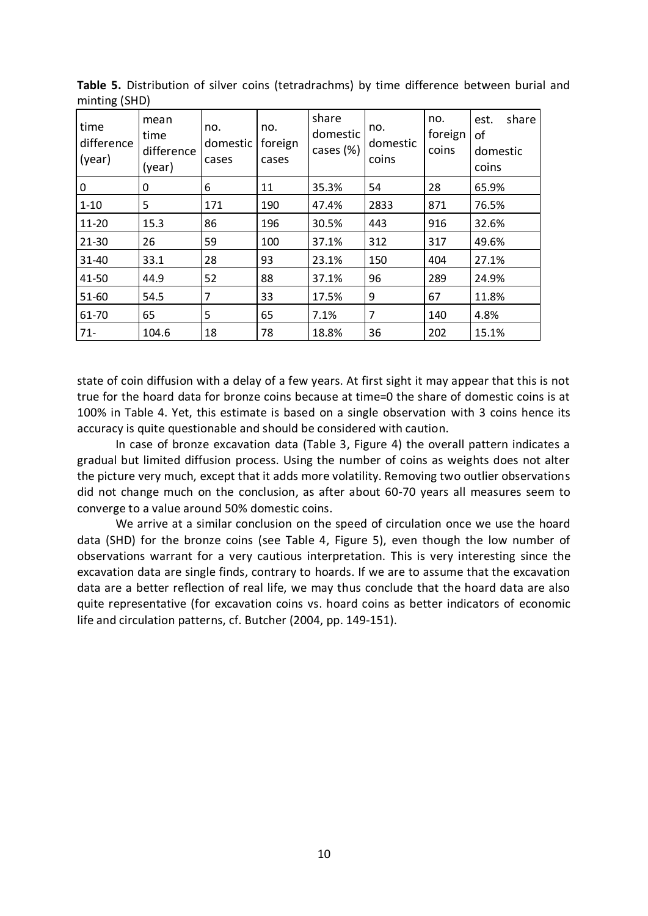**Table 5.** Distribution of silver coins (tetradrachms) by time difference between burial and minting (SHD)

| time difference (year) | mean time difference (year) | no. domestic cases | no. foreign cases | share domestic cases (%) | no. domestic coins | no. foreign coins | est. share of domestic coins |
|---|---|---|---|---|---|---|---|
| 0 | 0 | 6 | 11 | 35.3% | 54 | 28 | 65.9% |
| 1-10 | 5 | 171 | 190 | 47.4% | 2833 | 871 | 76.5% |
| 11-20 | 15.3 | 86 | 196 | 30.5% | 443 | 916 | 32.6% |
| 21-30 | 26 | 59 | 100 | 37.1% | 312 | 317 | 49.6% |
| 31-40 | 33.1 | 28 | 93 | 23.1% | 150 | 404 | 27.1% |
| 41-50 | 44.9 | 52 | 88 | 37.1% | 96 | 289 | 24.9% |
| 51-60 | 54.5 | 7 | 33 | 17.5% | 9 | 67 | 11.8% |
| 61-70 | 65 | 5 | 65 | 7.1% | 7 | 140 | 4.8% |
| 71- | 104.6 | 18 | 78 | 18.8% | 36 | 202 | 15.1% |

state of coin diffusion with a delay of a few years. At first sight it may appear that this is not true for the hoard data for bronze coins because at time=0 the share of domestic coins is at 100% in Table 4. Yet, this estimate is based on a single observation with 3 coins hence its accuracy is quite questionable and should be considered with caution.

In case of bronze excavation data (Table 3, Figure 4) the overall pattern indicates a gradual but limited diffusion process. Using the number of coins as weights does not alter the picture very much, except that it adds more volatility. Removing two outlier observations did not change much on the conclusion, as after about 60-70 years all measures seem to converge to a value around 50% domestic coins.

We arrive at a similar conclusion on the speed of circulation once we use the hoard data (SHD) for the bronze coins (see Table 4, Figure 5), even though the low number of observations warrant for a very cautious interpretation. This is very interesting since the excavation data are single finds, contrary to hoards. If we are to assume that the excavation data are a better reflection of real life, we may thus conclude that the hoard data are also quite representative (for excavation coins vs. hoard coins as better indicators of economic life and circulation patterns, cf. Butcher (2004, pp. 149-151).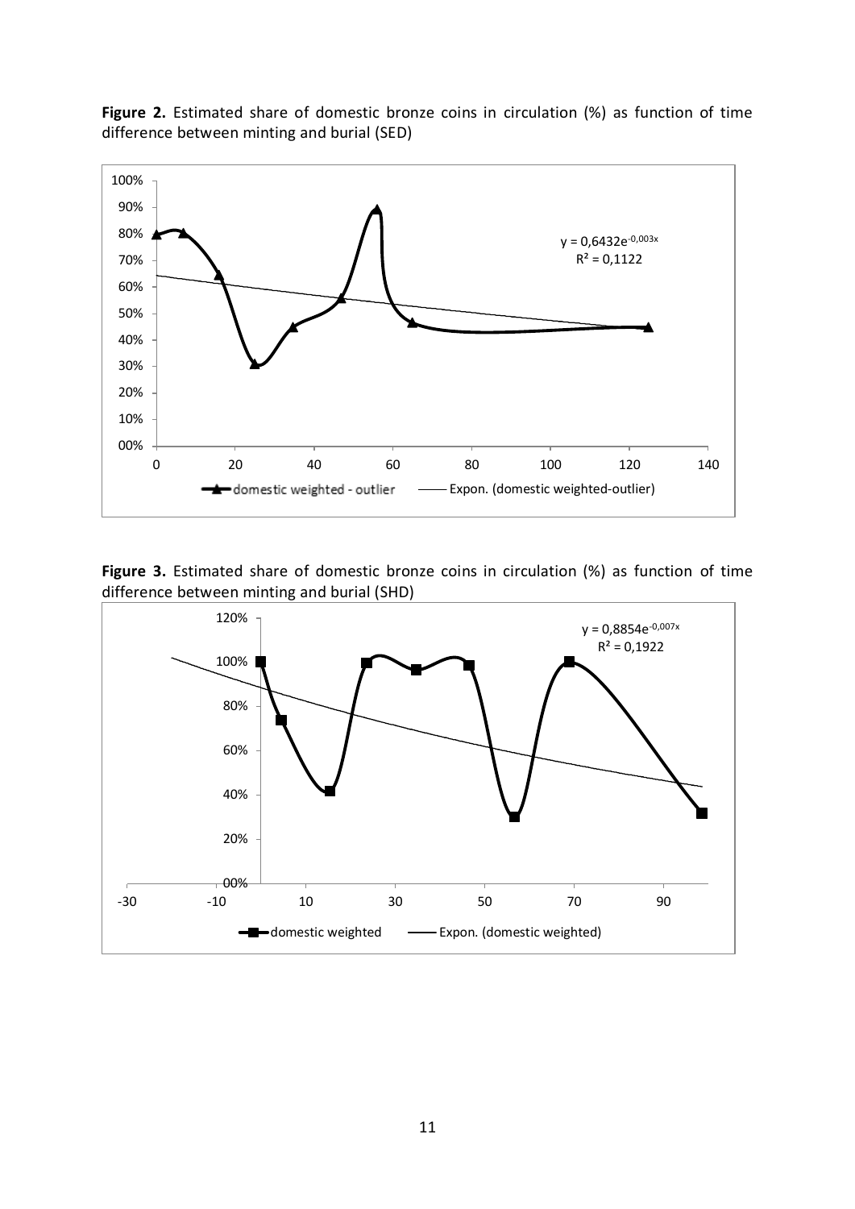**Figure 2.** Estimated share of domestic bronze coins in circulation (%) as function of time difference between minting and burial (SED)

**Figure 3.** Estimated share of domestic bronze coins in circulation (%) as function of time difference between minting and burial (SHD)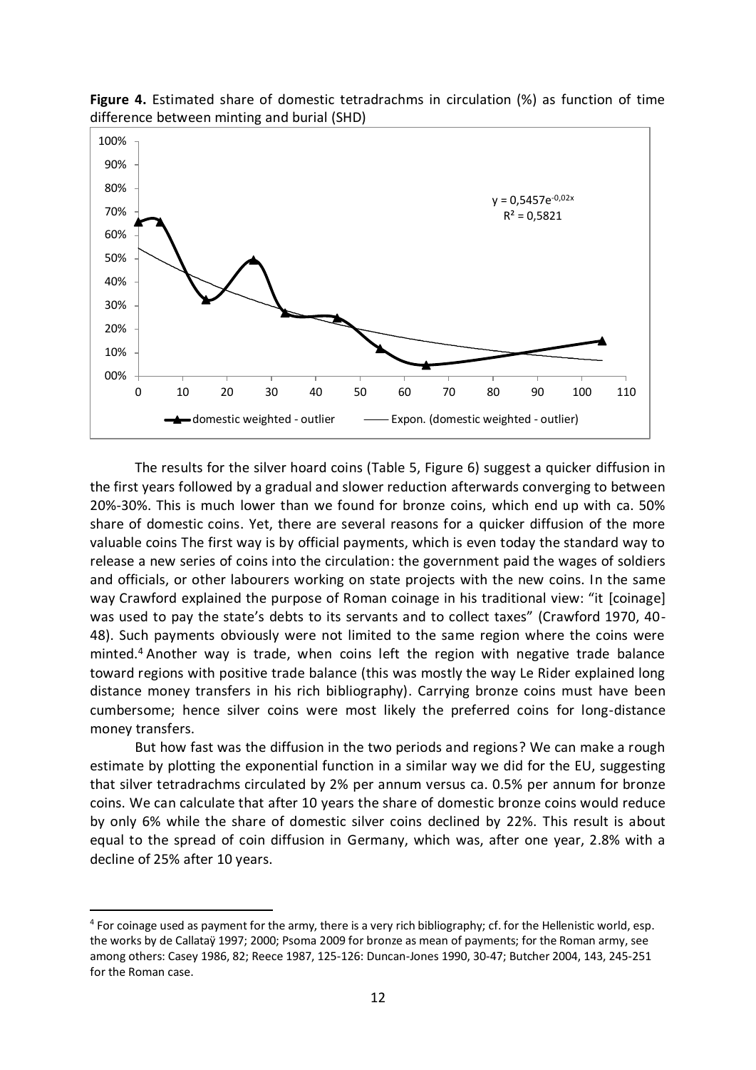**Figure 4.** Estimated share of domestic tetradrachms in circulation (%) as function of time difference between minting and burial (SHD)

The results for the silver hoard coins (Table 5, Figure 6) suggest a quicker diffusion in the first years followed by a gradual and slower reduction afterwards converging to between 20%-30%. This is much lower than we found for bronze coins, which end up with ca. 50% share of domestic coins. Yet, there are several reasons for a quicker diffusion of the more valuable coins The first way is by official payments, which is even today the standard way to release a new series of coins into the circulation: the government paid the wages of soldiers and officials, or other labourers working on state projects with the new coins. In the same way Crawford explained the purpose of Roman coinage in his traditional view: "it [coinage] was used to pay the state's debts to its servants and to collect taxes" (Crawford 1970, 40-48). Such payments obviously were not limited to the same region where the coins were minted.[4] Another way is trade, when coins left the region with negative trade balance toward regions with positive trade balance (this was mostly the way Le Rider explained long distance money transfers in his rich bibliography). Carrying bronze coins must have been cumbersome; hence silver coins were most likely the preferred coins for long-distance money transfers.

But how fast was the diffusion in the two periods and regions? We can make a rough estimate by plotting the exponential function in a similar way we did for the EU, suggesting that silver tetradrachms circulated by 2% per annum versus ca. 0.5% per annum for bronze coins. We can calculate that after 10 years the share of domestic bronze coins would reduce by only 6% while the share of domestic silver coins declined by 22%. This result is about equal to the spread of coin diffusion in Germany, which was, after one year, 2.8% with a decline of 25% after 10 years.

---

[4] For coinage used as payment for the army, there is a very rich bibliography; cf. for the Hellenistic world, esp. the works by de Callataÿ 1997; 2000; Psoma 2009 for bronze as mean of payments; for the Roman army, see among others: Casey 1986, 82; Reece 1987, 125-126: Duncan-Jones 1990, 30-47; Butcher 2004, 143, 245-251 for the Roman case.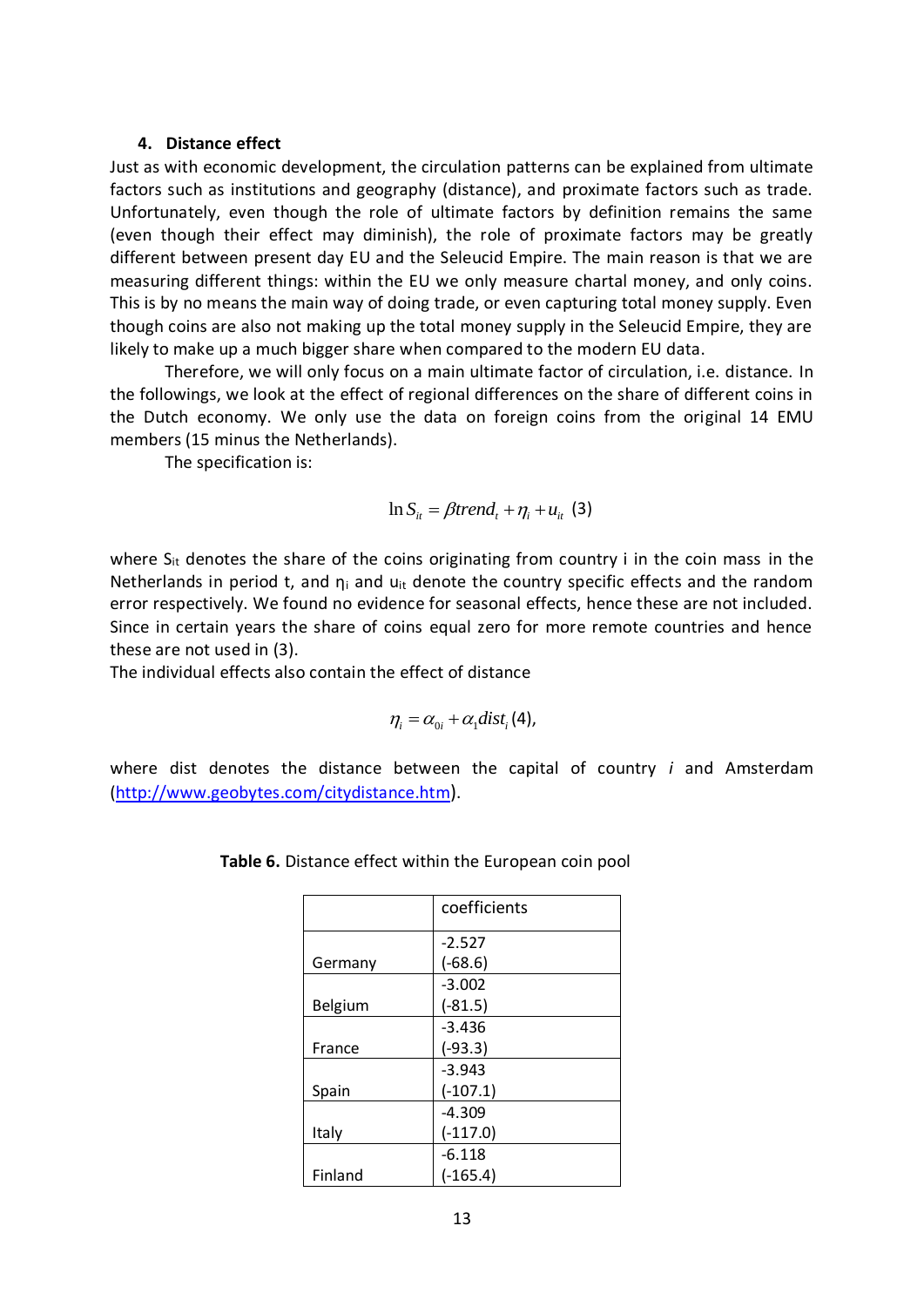## 4. Distance effect

Just as with economic development, the circulation patterns can be explained from ultimate factors such as institutions and geography (distance), and proximate factors such as trade. Unfortunately, even though the role of ultimate factors by definition remains the same (even though their effect may diminish), the role of proximate factors may be greatly different between present day EU and the Seleucid Empire. The main reason is that we are measuring different things: within the EU we only measure chartal money, and only coins. This is by no means the main way of doing trade, or even capturing total money supply. Even though coins are also not making up the total money supply in the Seleucid Empire, they are likely to make up a much bigger share when compared to the modern EU data.

Therefore, we will only focus on a main ultimate factor of circulation, i.e. distance. In the followings, we look at the effect of regional differences on the share of different coins in the Dutch economy. We only use the data on foreign coins from the original 14 EMU members (15 minus the Netherlands).

The specification is:

$$\ln S_{it} = \beta trend_t + \eta_i + u_{it} \quad (3)$$

where $S_{it}$ denotes the share of the coins originating from country i in the coin mass in the Netherlands in period t, and $\eta_i$ and $u_{it}$ denote the country specific effects and the random error respectively. We found no evidence for seasonal effects, hence these are not included. Since in certain years the share of coins equal zero for more remote countries and hence these are not used in (3).

The individual effects also contain the effect of distance

$$\eta_i = \alpha_{0i} + \alpha_1 dist_i \quad (4),$$

where dist denotes the distance between the capital of country *i* and Amsterdam (http://www.geobytes.com/citydistance.htm).

**Table 6.** Distance effect within the European coin pool

| | coefficients |
|---|---|
| Germany | -2.527 (-68.6) |
| Belgium | -3.002 (-81.5) |
| France | -3.436 (-93.3) |
| Spain | -3.943 (-107.1) |
| Italy | -4.309 (-117.0) |
| Finland | -6.118 (-165.4) |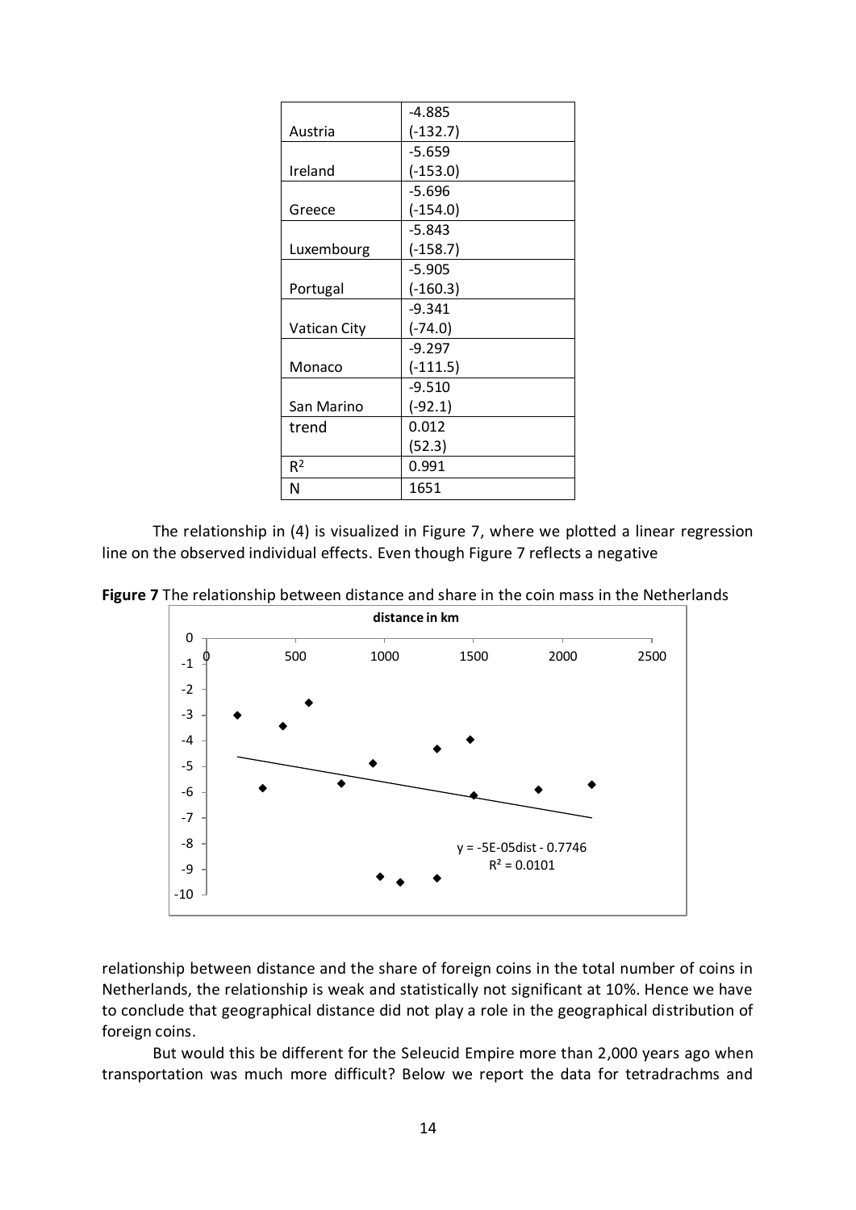| | |
|---|---|
| Austria | -4.885 (-132.7) |
| Ireland | -5.659 (-153.0) |
| Greece | -5.696 (-154.0) |
| Luxembourg | -5.843 (-158.7) |
| Portugal | -5.905 (-160.3) |
| Vatican City | -9.341 (-74.0) |
| Monaco | -9.297 (-111.5) |
| San Marino | -9.510 (-92.1) |
| trend | 0.012 (52.3) |
| $R^2$ | 0.991 |
| N | 1651 |

The relationship in (4) is visualized in Figure 7, where we plotted a linear regression line on the observed individual effects. Even though Figure 7 reflects a negative

**Figure 7** The relationship between distance and share in the coin mass in the Netherlands

relationship between distance and the share of foreign coins in the total number of coins in Netherlands, the relationship is weak and statistically not significant at 10%. Hence we have to conclude that geographical distance did not play a role in the geographical distribution of foreign coins.

But would this be different for the Seleucid Empire more than 2,000 years ago when transportation was much more difficult? Below we report the data for tetradrachms and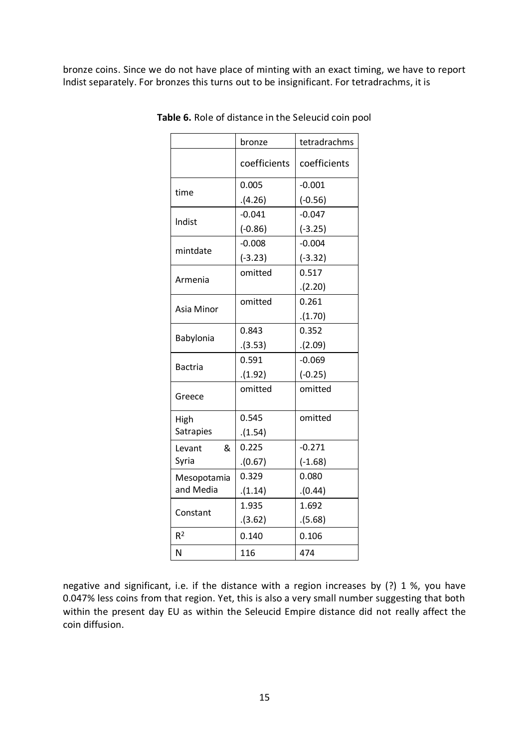bronze coins. Since we do not have place of minting with an exact timing, we have to report lndist separately. For bronzes this turns out to be insignificant. For tetradrachms, it is

**Table 6.** Role of distance in the Seleucid coin pool

| | bronze | tetradrachms |
|---|---|---|
| | coefficients | coefficients |
| time | 0.005<br>.(4.26) | -0.001<br>(-0.56) |
| lndist | -0.041<br>(-0.86) | -0.047<br>(-3.25) |
| mintdate | -0.008<br>(-3.23) | -0.004<br>(-3.32) |
| Armenia | omitted | 0.517<br>.(2.20) |
| Asia Minor | omitted | 0.261<br>.(1.70) |
| Babylonia | 0.843<br>.(3.53) | 0.352<br>.(2.09) |
| Bactria | 0.591<br>.(1.92) | -0.069<br>(-0.25) |
| Greece | omitted | omitted |
| High Satrapies | 0.545<br>.(1.54) | omitted |
| Levant & Syria | 0.225<br>.(0.67) | -0.271<br>(-1.68) |
| Mesopotamia and Media | 0.329<br>.(1.14) | 0.080<br>.(0.44) |
| Constant | 1.935<br>.(3.62) | 1.692<br>.(5.68) |
| $R^2$ | 0.140 | 0.106 |
| N | 116 | 474 |

negative and significant, i.e. if the distance with a region increases by (?) 1 %, you have 0.047% less coins from that region. Yet, this is also a very small number suggesting that both within the present day EU as within the Seleucid Empire distance did not really affect the coin diffusion.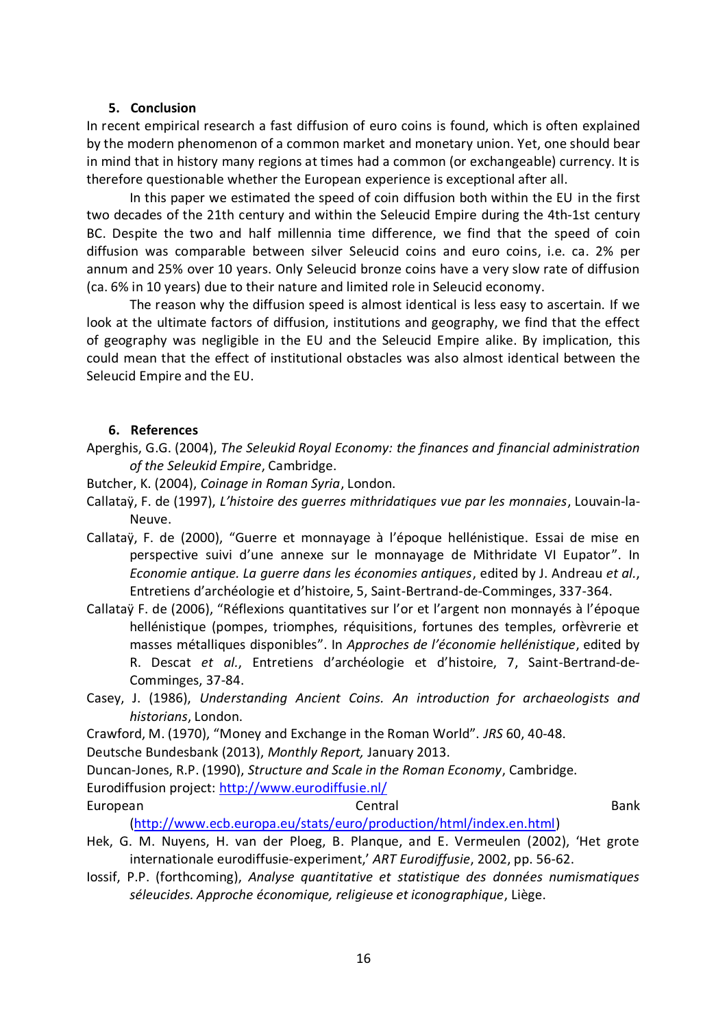## 5. Conclusion

In recent empirical research a fast diffusion of euro coins is found, which is often explained by the modern phenomenon of a common market and monetary union. Yet, one should bear in mind that in history many regions at times had a common (or exchangeable) currency. It is therefore questionable whether the European experience is exceptional after all.

In this paper we estimated the speed of coin diffusion both within the EU in the first two decades of the 21th century and within the Seleucid Empire during the 4th-1st century BC. Despite the two and half millennia time difference, we find that the speed of coin diffusion was comparable between silver Seleucid coins and euro coins, i.e. ca. 2% per annum and 25% over 10 years. Only Seleucid bronze coins have a very slow rate of diffusion (ca. 6% in 10 years) due to their nature and limited role in Seleucid economy.

The reason why the diffusion speed is almost identical is less easy to ascertain. If we look at the ultimate factors of diffusion, institutions and geography, we find that the effect of geography was negligible in the EU and the Seleucid Empire alike. By implication, this could mean that the effect of institutional obstacles was also almost identical between the Seleucid Empire and the EU.

## 6. References

Aperghis, G.G. (2004), *The Seleukid Royal Economy: the finances and financial administration of the Seleukid Empire*, Cambridge.

Butcher, K. (2004), *Coinage in Roman Syria*, London.

Callataÿ, F. de (1997), *L'histoire des guerres mithridatiques vue par les monnaies*, Louvain-la-Neuve.

Callataÿ, F. de (2000), "Guerre et monnayage à l'époque hellénistique. Essai de mise en perspective suivi d'une annexe sur le monnayage de Mithridate VI Eupator". In *Economie antique. La guerre dans les économies antiques*, edited by J. Andreau *et al.*, Entretiens d'archéologie et d'histoire, 5, Saint-Bertrand-de-Comminges, 337-364.

Callataÿ F. de (2006), "Réflexions quantitatives sur l'or et l'argent non monnayés à l'époque hellénistique (pompes, triomphes, réquisitions, fortunes des temples, orfèvrerie et masses métalliques disponibles". In *Approches de l'économie hellénistique*, edited by R. Descat *et al.*, Entretiens d'archéologie et d'histoire, 7, Saint-Bertrand-de-Comminges, 37-84.

Casey, J. (1986), *Understanding Ancient Coins. An introduction for archaeologists and historians*, London.

Crawford, M. (1970), "Money and Exchange in the Roman World". *JRS* 60, 40-48.

Deutsche Bundesbank (2013), *Monthly Report,* January 2013.

Duncan-Jones, R.P. (1990), *Structure and Scale in the Roman Economy*, Cambridge.

Eurodiffusion project: http://www.eurodiffusie.nl/

European Central Bank (http://www.ecb.europa.eu/stats/euro/production/html/index.en.html)

Hek, G. M. Nuyens, H. van der Ploeg, B. Planque, and E. Vermeulen (2002), 'Het grote internationale eurodiffusie-experiment,' *ART Eurodiffusie*, 2002, pp. 56-62.

Iossif, P.P. (forthcoming), *Analyse quantitative et statistique des données numismatiques séleucides. Approche économique, religieuse et iconographique*, Liège.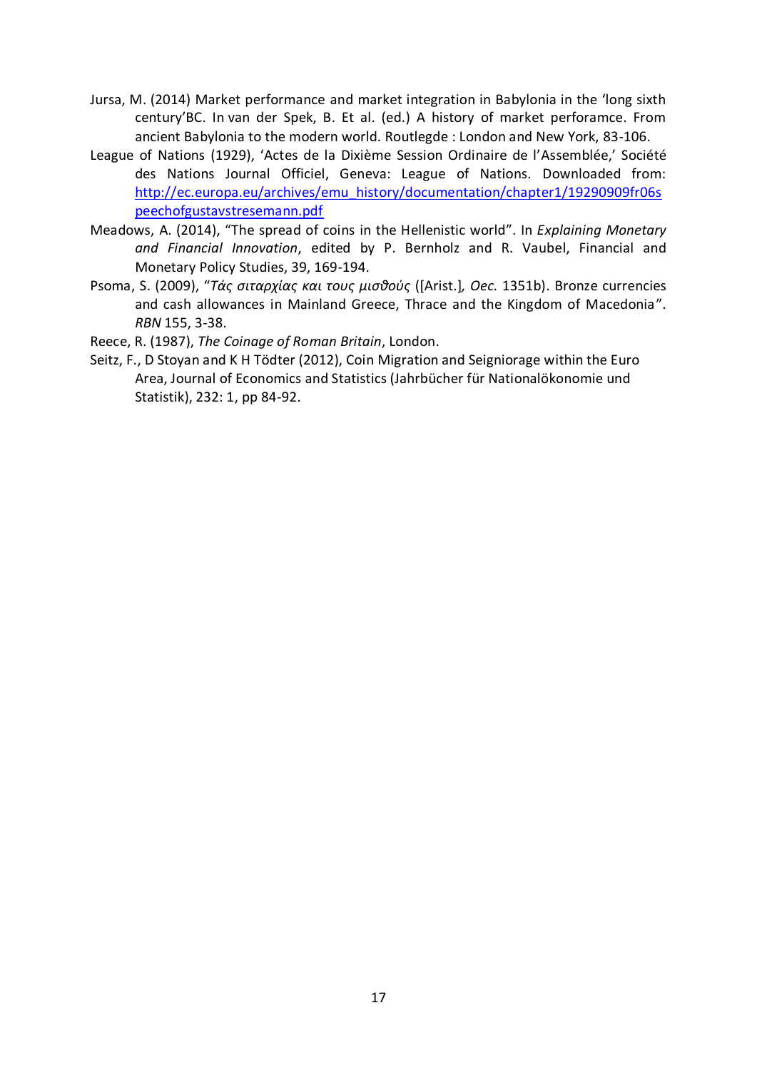Jursa, M. (2014) Market performance and market integration in Babylonia in the 'long sixth century'BC. In van der Spek, B. Et al. (ed.) A history of market perforamce. From ancient Babylonia to the modern world. Routlegde : London and New York, 83-106.

League of Nations (1929), 'Actes de la Dixième Session Ordinaire de l'Assemblée,' Société des Nations Journal Officiel, Geneva: League of Nations. Downloaded from: [http://ec.europa.eu/archives/emu_history/documentation/chapter1/19290909fr06speechofgustavstresemann.pdf](http://ec.europa.eu/archives/emu_history/documentation/chapter1/19290909fr06speechofgustavstresemann.pdf)

Meadows, A. (2014), "The spread of coins in the Hellenistic world". In *Explaining Monetary and Financial Innovation*, edited by P. Bernholz and R. Vaubel, Financial and Monetary Policy Studies, 39, 169-194.

Psoma, S. (2009), "*Τάς σιταρχίας και τους μισθούς* ([Arist.]*, Oec.* 1351b). Bronze currencies and cash allowances in Mainland Greece, Thrace and the Kingdom of Macedonia". *RBN* 155, 3-38.

Reece, R. (1987), *The Coinage of Roman Britain*, London.

Seitz, F., D Stoyan and K H Tödter (2012), Coin Migration and Seigniorage within the Euro Area, Journal of Economics and Statistics (Jahrbücher für Nationalökonomie und Statistik), 232: 1, pp 84-92.